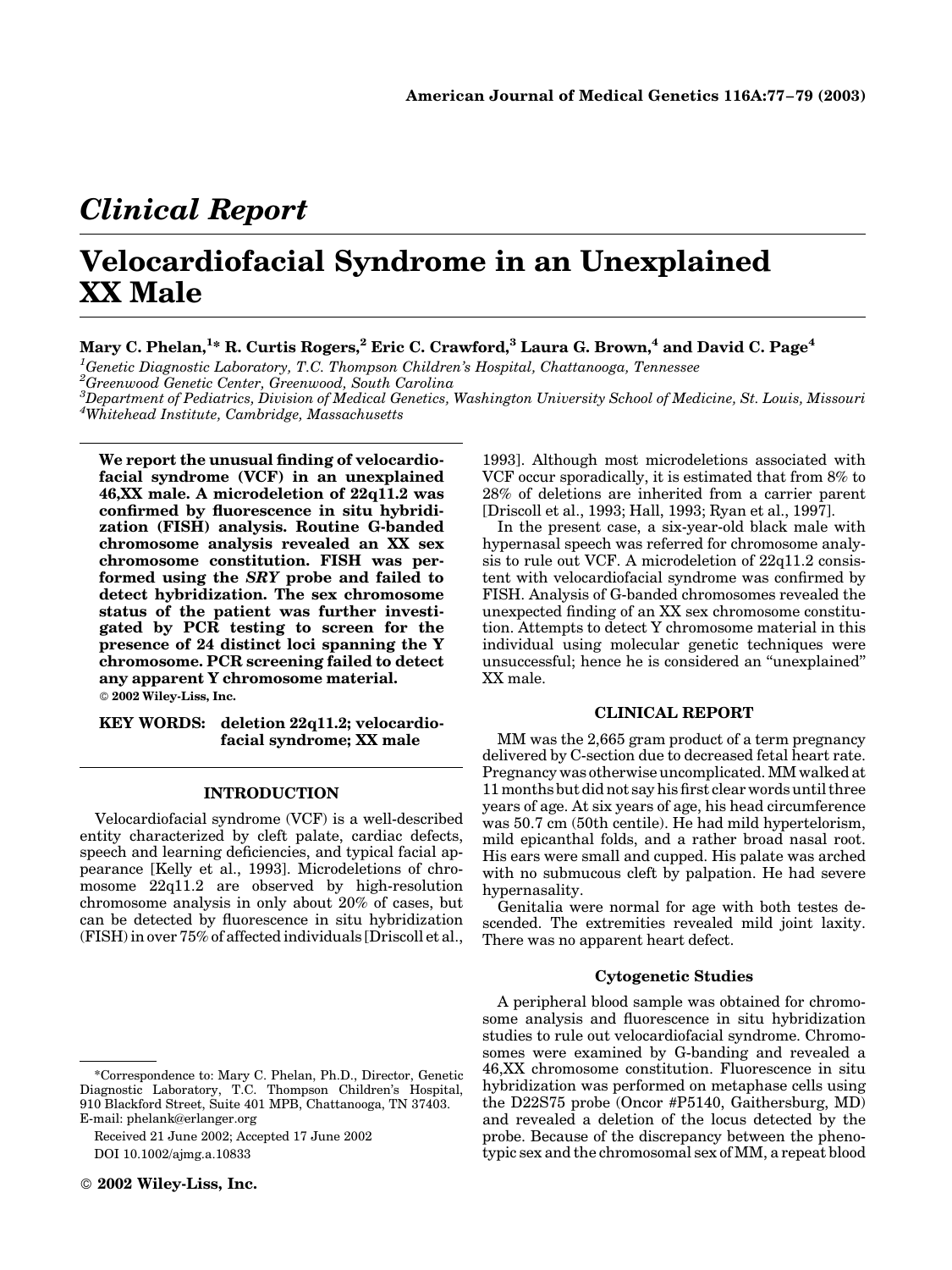## Clinical Report

# Velocardiofacial Syndrome in an Unexplained XX Male

**Mary C. Phelan,[1]* R. Curtis Rogers,[2] Eric C. Crawford,[3] Laura G. Brown,[4] and David C. Page[4]**

[1]*Genetic Diagnostic Laboratory, T.C. Thompson Children's Hospital, Chattanooga, Tennessee*
[2]*Greenwood Genetic Center, Greenwood, South Carolina*
[3]*Department of Pediatrics, Division of Medical Genetics, Washington University School of Medicine, St. Louis, Missouri*
[4]*Whitehead Institute, Cambridge, Massachusetts*

**We report the unusual finding of velocardiofacial syndrome (VCF) in an unexplained 46,XX male. A microdeletion of 22q11.2 was confirmed by fluorescence in situ hybridization (FISH) analysis. Routine G-banded chromosome analysis revealed an XX sex chromosome constitution. FISH was performed using the *SRY* probe and failed to detect hybridization. The sex chromosome status of the patient was further investigated by PCR testing to screen for the presence of 24 distinct loci spanning the Y chromosome. PCR screening failed to detect any apparent Y chromosome material.**
**© 2002 Wiley-Liss, Inc.**

**KEY WORDS:** deletion 22q11.2; velocardiofacial syndrome; XX male

## INTRODUCTION

Velocardiofacial syndrome (VCF) is a well-described entity characterized by cleft palate, cardiac defects, speech and learning deficiencies, and typical facial appearance [Kelly et al., 1993]. Microdeletions of chromosome 22q11.2 are observed by high-resolution chromosome analysis in only about 20% of cases, but can be detected by fluorescence in situ hybridization (FISH) in over 75% of affected individuals [Driscoll et al., 1993]. Although most microdeletions associated with VCF occur sporadically, it is estimated that from 8% to 28% of deletions are inherited from a carrier parent [Driscoll et al., 1993; Hall, 1993; Ryan et al., 1997].

In the present case, a six-year-old black male with hypernasal speech was referred for chromosome analysis to rule out VCF. A microdeletion of 22q11.2 consistent with velocardiofacial syndrome was confirmed by FISH. Analysis of G-banded chromosomes revealed the unexpected finding of an XX sex chromosome constitution. Attempts to detect Y chromosome material in this individual using molecular genetic techniques were unsuccessful; hence he is considered an "unexplained" XX male.

## CLINICAL REPORT

MM was the 2,665 gram product of a term pregnancy delivered by C-section due to decreased fetal heart rate. Pregnancy was otherwise uncomplicated. MM walked at 11 months but did not say his first clear words until three years of age. At six years of age, his head circumference was 50.7 cm (50th centile). He had mild hypertelorism, mild epicanthal folds, and a rather broad nasal root. His ears were small and cupped. His palate was arched with no submucous cleft by palpation. He had severe hypernasality.

Genitalia were normal for age with both testes descended. The extremities revealed mild joint laxity. There was no apparent heart defect.

### Cytogenetic Studies

A peripheral blood sample was obtained for chromosome analysis and fluorescence in situ hybridization studies to rule out velocardiofacial syndrome. Chromosomes were examined by G-banding and revealed a 46,XX chromosome constitution. Fluorescence in situ hybridization was performed on metaphase cells using the D22S75 probe (Oncor #P5140, Gaithersburg, MD) and revealed a deletion of the locus detected by the probe. Because of the discrepancy between the phenotypic sex and the chromosomal sex of MM, a repeat blood

---

*Correspondence to: Mary C. Phelan, Ph.D., Director, Genetic Diagnostic Laboratory, T.C. Thompson Children's Hospital, 910 Blackford Street, Suite 401 MPB, Chattanooga, TN 37403. E-mail: phelank@erlanger.org

Received 21 June 2002; Accepted 17 June 2002

DOI 10.1002/ajmg.a.10833

© 2002 Wiley-Liss, Inc.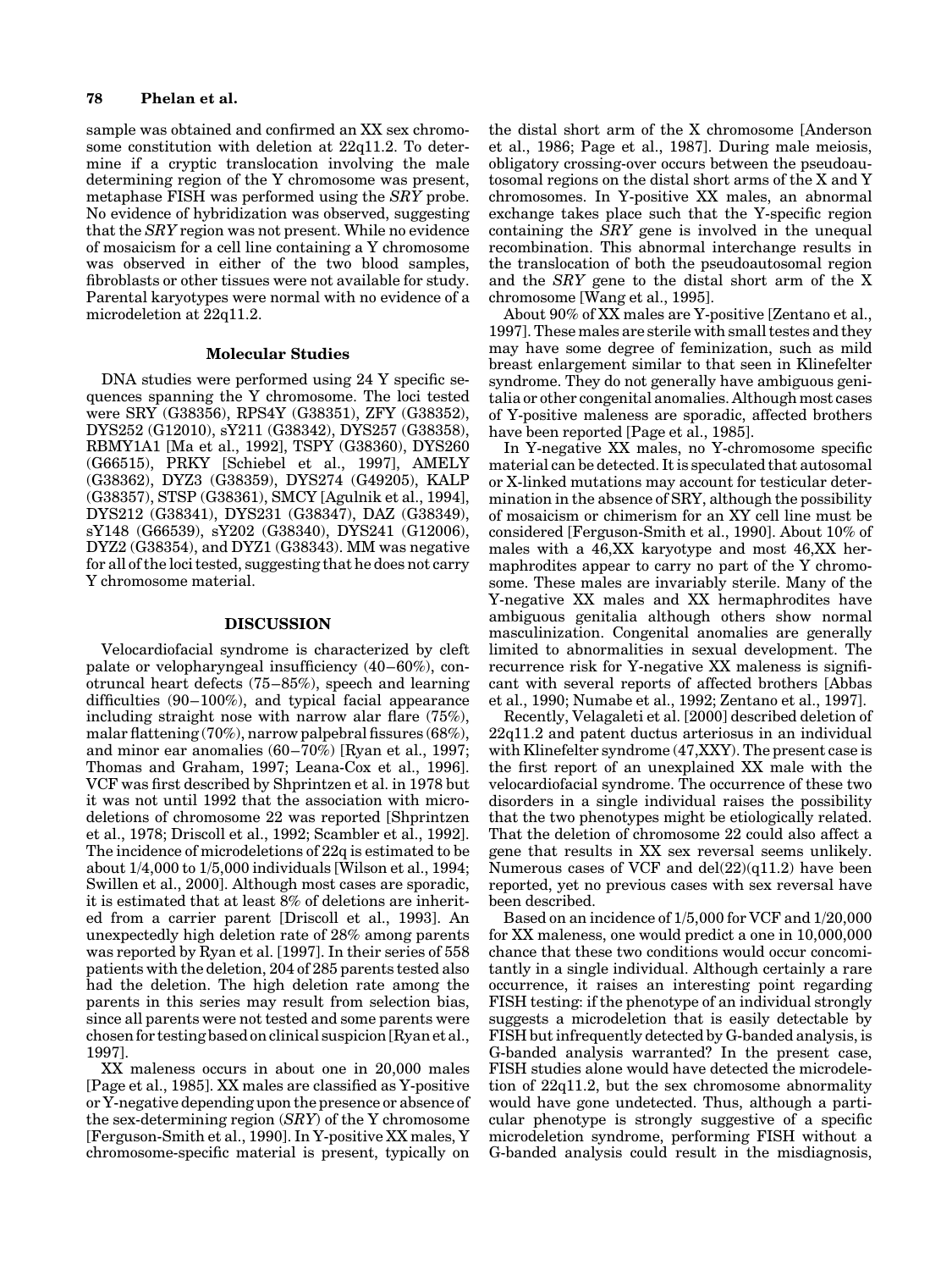sample was obtained and confirmed an XX sex chromosome constitution with deletion at 22q11.2. To determine if a cryptic translocation involving the male determining region of the Y chromosome was present, metaphase FISH was performed using the *SRY* probe. No evidence of hybridization was observed, suggesting that the *SRY* region was not present. While no evidence of mosaicism for a cell line containing a Y chromosome was observed in either of the two blood samples, fibroblasts or other tissues were not available for study. Parental karyotypes were normal with no evidence of a microdeletion at 22q11.2.

### Molecular Studies

DNA studies were performed using 24 Y specific sequences spanning the Y chromosome. The loci tested were SRY (G38356), RPS4Y (G38351), ZFY (G38352), DYS252 (G12010), sY211 (G38342), DYS257 (G38358), RBMY1A1 [Ma et al., 1992], TSPY (G38360), DYS260 (G66515), PRKY [Schiebel et al., 1997], AMELY (G38362), DYZ3 (G38359), DYS274 (G49205), KALP (G38357), STSP (G38361), SMCY [Agulnik et al., 1994], DYS212 (G38341), DYS231 (G38347), DAZ (G38349), sY148 (G66539), sY202 (G38340), DYS241 (G12006), DYZ2 (G38354), and DYZ1 (G38343). MM was negative for all of the loci tested, suggesting that he does not carry Y chromosome material.

## DISCUSSION

Velocardiofacial syndrome is characterized by cleft palate or velopharyngeal insufficiency (40–60%), conotruncal heart defects (75–85%), speech and learning difficulties (90–100%), and typical facial appearance including straight nose with narrow alar flare (75%), malar flattening (70%), narrow palpebral fissures (68%), and minor ear anomalies (60–70%) [Ryan et al., 1997; Thomas and Graham, 1997; Leana-Cox et al., 1996]. VCF was first described by Shprintzen et al. in 1978 but it was not until 1992 that the association with microdeletions of chromosome 22 was reported [Shprintzen et al., 1978; Driscoll et al., 1992; Scambler et al., 1992]. The incidence of microdeletions of 22q is estimated to be about 1/4,000 to 1/5,000 individuals [Wilson et al., 1994; Swillen et al., 2000]. Although most cases are sporadic, it is estimated that at least 8% of deletions are inherited from a carrier parent [Driscoll et al., 1993]. An unexpectedly high deletion rate of 28% among parents was reported by Ryan et al. [1997]. In their series of 558 patients with the deletion, 204 of 285 parents tested also had the deletion. The high deletion rate among the parents in this series may result from selection bias, since all parents were not tested and some parents were chosen for testing based on clinical suspicion [Ryan et al., 1997].

XX maleness occurs in about one in 20,000 males [Page et al., 1985]. XX males are classified as Y-positive or Y-negative depending upon the presence or absence of the sex-determining region (*SRY*) of the Y chromosome [Ferguson-Smith et al., 1990]. In Y-positive XX males, Y chromosome-specific material is present, typically on the distal short arm of the X chromosome [Anderson et al., 1986; Page et al., 1987]. During male meiosis, obligatory crossing-over occurs between the pseudoautosomal regions on the distal short arms of the X and Y chromosomes. In Y-positive XX males, an abnormal exchange takes place such that the Y-specific region containing the *SRY* gene is involved in the unequal recombination. This abnormal interchange results in the translocation of both the pseudoautosomal region and the *SRY* gene to the distal short arm of the X chromosome [Wang et al., 1995].

About 90% of XX males are Y-positive [Zentano et al., 1997]. These males are sterile with small testes and they may have some degree of feminization, such as mild breast enlargement similar to that seen in Klinefelter syndrome. They do not generally have ambiguous genitalia or other congenital anomalies. Although most cases of Y-positive maleness are sporadic, affected brothers have been reported [Page et al., 1985].

In Y-negative XX males, no Y-chromosome specific material can be detected. It is speculated that autosomal or X-linked mutations may account for testicular determination in the absence of SRY, although the possibility of mosaicism or chimerism for an XY cell line must be considered [Ferguson-Smith et al., 1990]. About 10% of males with a 46,XX karyotype and most 46,XX hermaphrodites appear to carry no part of the Y chromosome. These males are invariably sterile. Many of the Y-negative XX males and XX hermaphrodites have ambiguous genitalia although others show normal masculinization. Congenital anomalies are generally limited to abnormalities in sexual development. The recurrence risk for Y-negative XX maleness is significant with several reports of affected brothers [Abbas et al., 1990; Numabe et al., 1992; Zentano et al., 1997].

Recently, Velagaleti et al. [2000] described deletion of 22q11.2 and patent ductus arteriosus in an individual with Klinefelter syndrome (47,XXY). The present case is the first report of an unexplained XX male with the velocardiofacial syndrome. The occurrence of these two disorders in a single individual raises the possibility that the two phenotypes might be etiologically related. That the deletion of chromosome 22 could also affect a gene that results in XX sex reversal seems unlikely. Numerous cases of VCF and del(22)(q11.2) have been reported, yet no previous cases with sex reversal have been described.

Based on an incidence of 1/5,000 for VCF and 1/20,000 for XX maleness, one would predict a one in 10,000,000 chance that these two conditions would occur concomitantly in a single individual. Although certainly a rare occurrence, it raises an interesting point regarding FISH testing: if the phenotype of an individual strongly suggests a microdeletion that is easily detectable by FISH but infrequently detected by G-banded analysis, is G-banded analysis warranted? In the present case, FISH studies alone would have detected the microdeletion of 22q11.2, but the sex chromosome abnormality would have gone undetected. Thus, although a particular phenotype is strongly suggestive of a specific microdeletion syndrome, performing FISH without a G-banded analysis could result in the misdiagnosis,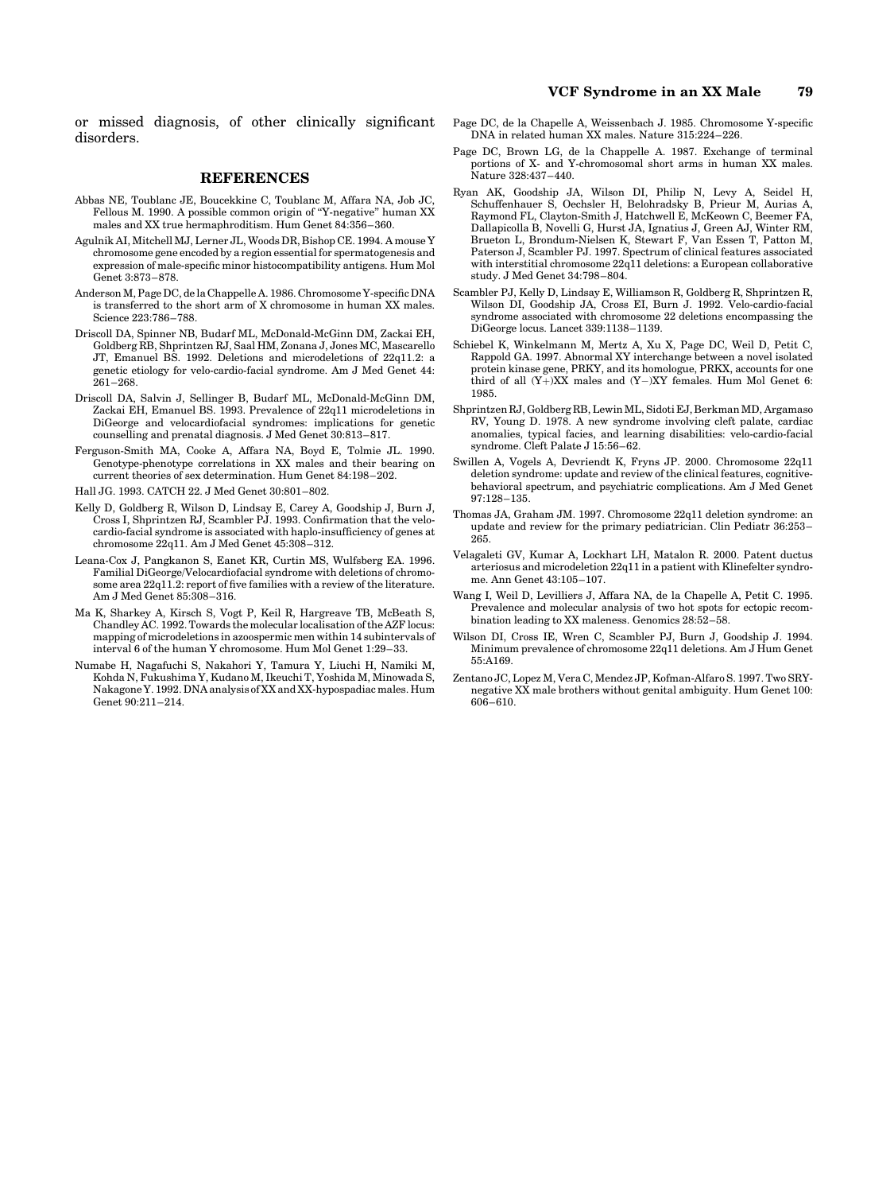or missed diagnosis, of other clinically significant disorders.

## REFERENCES

Abbas NE, Toublanc JE, Boucekkine C, Toublanc M, Affara NA, Job JC, Fellous M. 1990. A possible common origin of "Y-negative" human XX males and XX true hermaphroditism. Hum Genet 84:356–360.

Agulnik AI, Mitchell MJ, Lerner JL, Woods DR, Bishop CE. 1994. A mouse Y chromosome gene encoded by a region essential for spermatogenesis and expression of male-specific minor histocompatibility antigens. Hum Mol Genet 3:873–878.

Anderson M, Page DC, de la Chappelle A. 1986. Chromosome Y-specific DNA is transferred to the short arm of X chromosome in human XX males. Science 223:786–788.

Driscoll DA, Spinner NB, Budarf ML, McDonald-McGinn DM, Zackai EH, Goldberg RB, Shprintzen RJ, Saal HM, Zonana J, Jones MC, Mascarello JT, Emanuel BS. 1992. Deletions and microdeletions of 22q11.2: a genetic etiology for velo-cardio-facial syndrome. Am J Med Genet 44: 261–268.

Driscoll DA, Salvin J, Sellinger B, Budarf ML, McDonald-McGinn DM, Zackai EH, Emanuel BS. 1993. Prevalence of 22q11 microdeletions in DiGeorge and velocardiofacial syndromes: implications for genetic counselling and prenatal diagnosis. J Med Genet 30:813–817.

Ferguson-Smith MA, Cooke A, Affara NA, Boyd E, Tolmie JL. 1990. Genotype-phenotype correlations in XX males and their bearing on current theories of sex determination. Hum Genet 84:198–202.

Hall JG. 1993. CATCH 22. J Med Genet 30:801–802.

Kelly D, Goldberg R, Wilson D, Lindsay E, Carey A, Goodship J, Burn J, Cross I, Shprintzen RJ, Scambler PJ. 1993. Confirmation that the velo-cardio-facial syndrome is associated with haplo-insufficiency of genes at chromosome 22q11. Am J Med Genet 45:308–312.

Leana-Cox J, Pangkanon S, Eanet KR, Curtin MS, Wulfsberg EA. 1996. Familial DiGeorge/Velocardiofacial syndrome with deletions of chromosome area 22q11.2: report of five families with a review of the literature. Am J Med Genet 85:308–316.

Ma K, Sharkey A, Kirsch S, Vogt P, Keil R, Hargreave TB, McBeath S, Chandley AC. 1992. Towards the molecular localisation of the AZF locus: mapping of microdeletions in azoospermic men within 14 subintervals of interval 6 of the human Y chromosome. Hum Mol Genet 1:29–33.

Numabe H, Nagafuchi S, Nakahori Y, Tamura Y, Liuchi H, Namiki M, Kohda N, Fukushima Y, Kudano M, Ikeuchi T, Yoshida M, Minowada S, Nakagone Y. 1992. DNA analysis of XX and XX-hypospadiac males. Hum Genet 90:211–214.

Page DC, de la Chapelle A, Weissenbach J. 1985. Chromosome Y-specific DNA in related human XX males. Nature 315:224–226.

Page DC, Brown LG, de la Chappelle A. 1987. Exchange of terminal portions of X- and Y-chromosomal short arms in human XX males. Nature 328:437–440.

Ryan AK, Goodship JA, Wilson DI, Philip N, Levy A, Seidel H, Schuffenhauer S, Oechsler H, Belohradsky B, Prieur M, Aurias A, Raymond FL, Clayton-Smith J, Hatchwell E, McKeown C, Beemer FA, Dallapicolla B, Novelli G, Hurst JA, Ignatius J, Green AJ, Winter RM, Brueton L, Brondum-Nielsen K, Stewart F, Van Essen T, Patton M, Paterson J, Scambler PJ. 1997. Spectrum of clinical features associated with interstitial chromosome 22q11 deletions: a European collaborative study. J Med Genet 34:798–804.

Scambler PJ, Kelly D, Lindsay E, Williamson R, Goldberg R, Shprintzen R, Wilson DI, Goodship JA, Cross EI, Burn J. 1992. Velo-cardio-facial syndrome associated with chromosome 22 deletions encompassing the DiGeorge locus. Lancet 339:1138–1139.

Schiebel K, Winkelmann M, Mertz A, Xu X, Page DC, Weil D, Petit C, Rappold GA. 1997. Abnormal XY interchange between a novel isolated protein kinase gene, PRKY, and its homologue, PRKX, accounts for one third of all (Y+)XX males and (Y−)XY females. Hum Mol Genet 6: 1985.

Shprintzen RJ, Goldberg RB, Lewin ML, Sidoti EJ, Berkman MD, Argamaso RV, Young D. 1978. A new syndrome involving cleft palate, cardiac anomalies, typical facies, and learning disabilities: velo-cardio-facial syndrome. Cleft Palate J 15:56–62.

Swillen A, Vogels A, Devriendt K, Fryns JP. 2000. Chromosome 22q11 deletion syndrome: update and review of the clinical features, cognitive-behavioral spectrum, and psychiatric complications. Am J Med Genet 97:128–135.

Thomas JA, Graham JM. 1997. Chromosome 22q11 deletion syndrome: an update and review for the primary pediatrician. Clin Pediatr 36:253–265.

Velagaleti GV, Kumar A, Lockhart LH, Matalon R. 2000. Patent ductus arteriosus and microdeletion 22q11 in a patient with Klinefelter syndrome. Ann Genet 43:105–107.

Wang I, Weil D, Levilliers J, Affara NA, de la Chapelle A, Petit C. 1995. Prevalence and molecular analysis of two hot spots for ectopic recombination leading to XX maleness. Genomics 28:52–58.

Wilson DI, Cross IE, Wren C, Scambler PJ, Burn J, Goodship J. 1994. Minimum prevalence of chromosome 22q11 deletions. Am J Hum Genet 55:A169.

Zentano JC, Lopez M, Vera C, Mendez JP, Kofman-Alfaro S. 1997. Two SRY-negative XX male brothers without genital ambiguity. Hum Genet 100: 606–610.